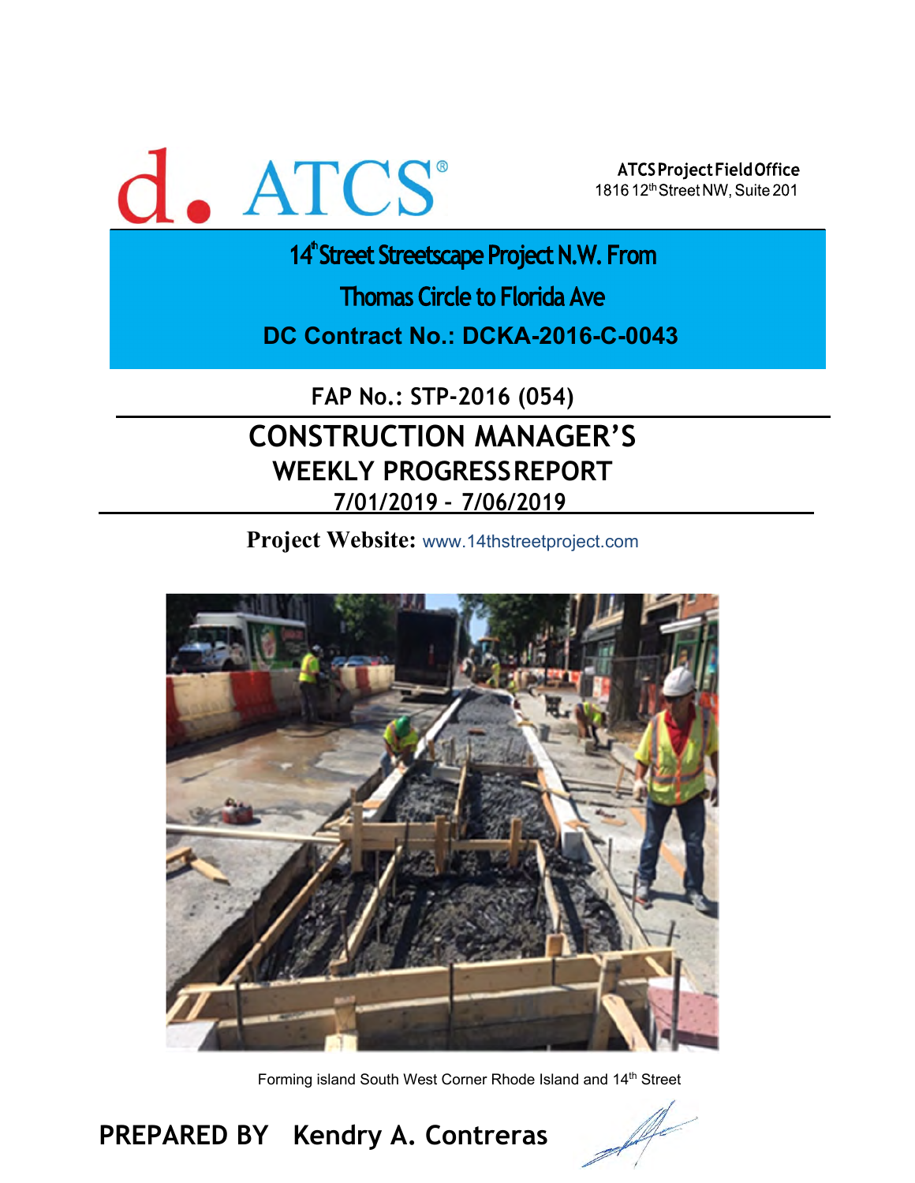d. ATCS®

**ATCS Project Field Office**
1816 12th Street NW, Suite 201

# 14th Street Streetscape Project N.W. From Thomas Circle to Florida Ave

## DC Contract No.: DCKA-2016-C-0043

**FAP No.: STP-2016 (054)**

# CONSTRUCTION MANAGER'S WEEKLY PROGRESS REPORT

## 7/01/2019 – 7/06/2019

**Project Website:** www.14thstreetproject.com

Forming island South West Corner Rhode Island and 14th Street

**PREPARED BY Kendry A. Contreras**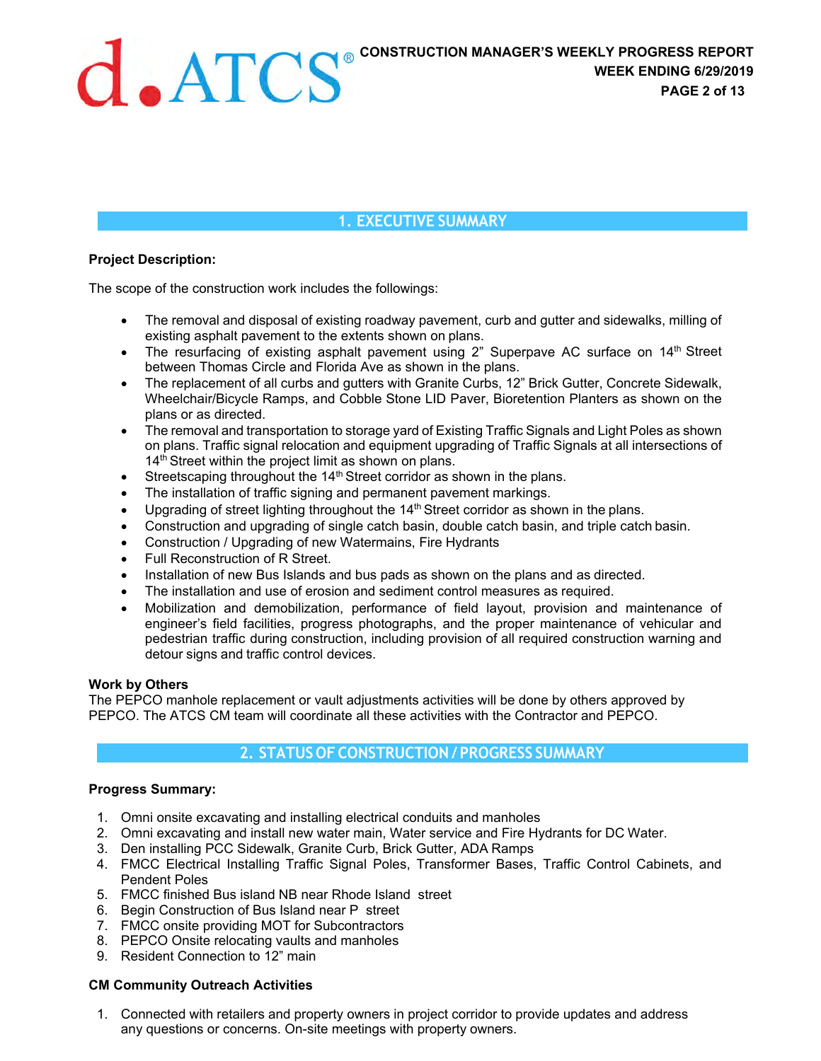## 1. EXECUTIVE SUMMARY

**Project Description:**

The scope of the construction work includes the followings:

- The removal and disposal of existing roadway pavement, curb and gutter and sidewalks, milling of existing asphalt pavement to the extents shown on plans.
- The resurfacing of existing asphalt pavement using 2" Superpave AC surface on 14th Street between Thomas Circle and Florida Ave as shown in the plans.
- The replacement of all curbs and gutters with Granite Curbs, 12" Brick Gutter, Concrete Sidewalk, Wheelchair/Bicycle Ramps, and Cobble Stone LID Paver, Bioretention Planters as shown on the plans or as directed.
- The removal and transportation to storage yard of Existing Traffic Signals and Light Poles as shown on plans. Traffic signal relocation and equipment upgrading of Traffic Signals at all intersections of 14th Street within the project limit as shown on plans.
- Streetscaping throughout the 14th Street corridor as shown in the plans.
- The installation of traffic signing and permanent pavement markings.
- Upgrading of street lighting throughout the 14th Street corridor as shown in the plans.
- Construction and upgrading of single catch basin, double catch basin, and triple catch basin.
- Construction / Upgrading of new Watermains, Fire Hydrants
- Full Reconstruction of R Street.
- Installation of new Bus Islands and bus pads as shown on the plans and as directed.
- The installation and use of erosion and sediment control measures as required.
- Mobilization and demobilization, performance of field layout, provision and maintenance of engineer's field facilities, progress photographs, and the proper maintenance of vehicular and pedestrian traffic during construction, including provision of all required construction warning and detour signs and traffic control devices.

**Work by Others**

The PEPCO manhole replacement or vault adjustments activities will be done by others approved by PEPCO. The ATCS CM team will coordinate all these activities with the Contractor and PEPCO.

## 2. STATUS OF CONSTRUCTION / PROGRESS SUMMARY

**Progress Summary:**

1. Omni onsite excavating and installing electrical conduits and manholes
2. Omni excavating and install new water main, Water service and Fire Hydrants for DC Water.
3. Den installing PCC Sidewalk, Granite Curb, Brick Gutter, ADA Ramps
4. FMCC Electrical Installing Traffic Signal Poles, Transformer Bases, Traffic Control Cabinets, and Pendent Poles
5. FMCC finished Bus island NB near Rhode Island street
6. Begin Construction of Bus Island near P street
7. FMCC onsite providing MOT for Subcontractors
8. PEPCO Onsite relocating vaults and manholes
9. Resident Connection to 12" main

**CM Community Outreach Activities**

1. Connected with retailers and property owners in project corridor to provide updates and address any questions or concerns. On-site meetings with property owners.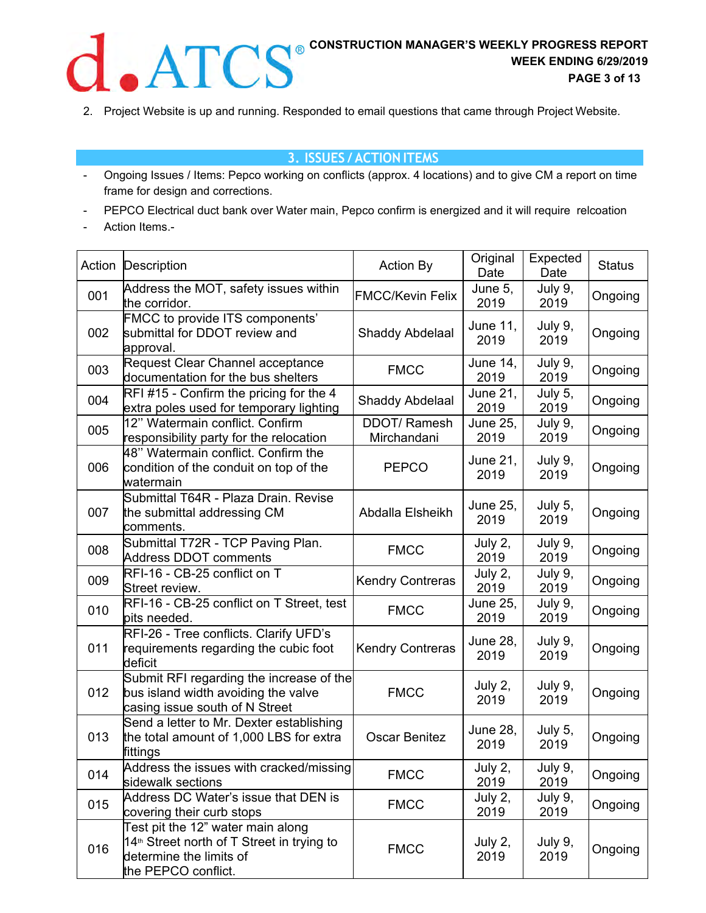2. Project Website is up and running. Responded to email questions that came through Project Website.

## 3. ISSUES / ACTION ITEMS

- Ongoing Issues / Items: Pepco working on conflicts (approx. 4 locations) and to give CM a report on time frame for design and corrections.
- PEPCO Electrical duct bank over Water main, Pepco confirm is energized and it will require relcoation
- Action Items.-

| Action | Description | Action By | Original Date | Expected Date | Status |
|---|---|---|---|---|---|
| 001 | Address the MOT, safety issues within the corridor. | FMCC/Kevin Felix | June 5, 2019 | July 9, 2019 | Ongoing |
| 002 | FMCC to provide ITS components' submittal for DDOT review and approval. | Shaddy Abdelaal | June 11, 2019 | July 9, 2019 | Ongoing |
| 003 | Request Clear Channel acceptance documentation for the bus shelters | FMCC | June 14, 2019 | July 9, 2019 | Ongoing |
| 004 | RFI #15 - Confirm the pricing for the 4 extra poles used for temporary lighting | Shaddy Abdelaal | June 21, 2019 | July 5, 2019 | Ongoing |
| 005 | 12" Watermain conflict. Confirm responsibility party for the relocation | DDOT/ Ramesh Mirchandani | June 25, 2019 | July 9, 2019 | Ongoing |
| 006 | 48" Watermain conflict. Confirm the condition of the conduit on top of the watermain | PEPCO | June 21, 2019 | July 9, 2019 | Ongoing |
| 007 | Submittal T64R - Plaza Drain. Revise the submittal addressing CM comments. | Abdalla Elsheikh | June 25, 2019 | July 5, 2019 | Ongoing |
| 008 | Submittal T72R - TCP Paving Plan. Address DDOT comments | FMCC | July 2, 2019 | July 9, 2019 | Ongoing |
| 009 | RFI-16 - CB-25 conflict on T Street review. | Kendry Contreras | July 2, 2019 | July 9, 2019 | Ongoing |
| 010 | RFI-16 - CB-25 conflict on T Street, test pits needed. | FMCC | June 25, 2019 | July 9, 2019 | Ongoing |
| 011 | RFI-26 - Tree conflicts. Clarify UFD's requirements regarding the cubic foot deficit | Kendry Contreras | June 28, 2019 | July 9, 2019 | Ongoing |
| 012 | Submit RFI regarding the increase of the bus island width avoiding the valve casing issue south of N Street | FMCC | July 2, 2019 | July 9, 2019 | Ongoing |
| 013 | Send a letter to Mr. Dexter establishing the total amount of 1,000 LBS for extra fittings | Oscar Benitez | June 28, 2019 | July 5, 2019 | Ongoing |
| 014 | Address the issues with cracked/missing sidewalk sections | FMCC | July 2, 2019 | July 9, 2019 | Ongoing |
| 015 | Address DC Water's issue that DEN is covering their curb stops | FMCC | July 2, 2019 | July 9, 2019 | Ongoing |
| 016 | Test pit the 12" water main along 14th Street north of T Street in trying to determine the limits of the PEPCO conflict. | FMCC | July 2, 2019 | July 9, 2019 | Ongoing |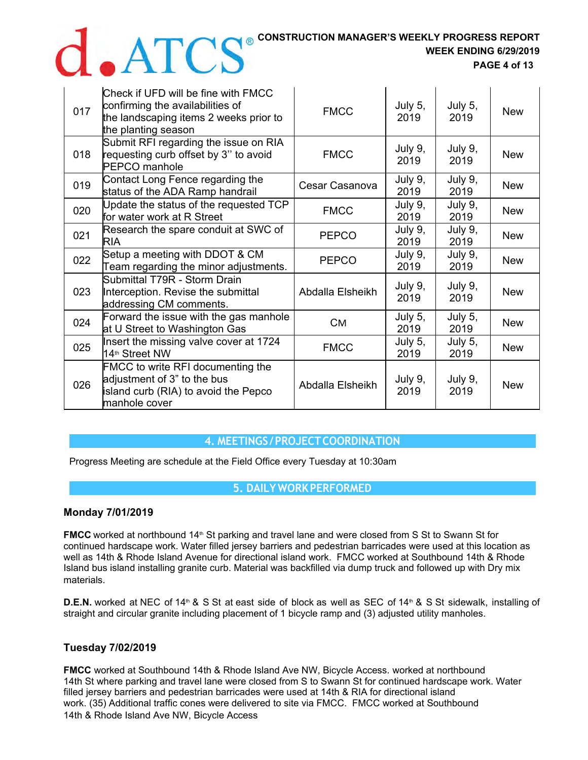| | | | | | |
|---|---|---|---|---|---|
| 017 | Check if UFD will be fine with FMCC confirming the availabilities of the landscaping items 2 weeks prior to the planting season | FMCC | July 5, 2019 | July 5, 2019 | New |
| 018 | Submit RFI regarding the issue on RIA requesting curb offset by 3'' to avoid PEPCO manhole | FMCC | July 9, 2019 | July 9, 2019 | New |
| 019 | Contact Long Fence regarding the status of the ADA Ramp handrail | Cesar Casanova | July 9, 2019 | July 9, 2019 | New |
| 020 | Update the status of the requested TCP for water work at R Street | FMCC | July 9, 2019 | July 9, 2019 | New |
| 021 | Research the spare conduit at SWC of RIA | PEPCO | July 9, 2019 | July 9, 2019 | New |
| 022 | Setup a meeting with DDOT & CM Team regarding the minor adjustments. | PEPCO | July 9, 2019 | July 9, 2019 | New |
| 023 | Submittal T79R - Storm Drain Interception. Revise the submittal addressing CM comments. | Abdalla Elsheikh | July 9, 2019 | July 9, 2019 | New |
| 024 | Forward the issue with the gas manhole at U Street to Washington Gas | CM | July 5, 2019 | July 5, 2019 | New |
| 025 | Insert the missing valve cover at 1724 14th Street NW | FMCC | July 5, 2019 | July 5, 2019 | New |
| 026 | FMCC to write RFI documenting the adjustment of 3" to the bus island curb (RIA) to avoid the Pepco manhole cover | Abdalla Elsheikh | July 9, 2019 | July 9, 2019 | New |

## 4. MEETINGS / PROJECT COORDINATION

Progress Meeting are schedule at the Field Office every Tuesday at 10:30am

## 5. DAILY WORK PERFORMED

### Monday 7/01/2019

**FMCC** worked at northbound 14th St parking and travel lane and were closed from S St to Swann St for continued hardscape work. Water filled jersey barriers and pedestrian barricades were used at this location as well as 14th & Rhode Island Avenue for directional island work. FMCC worked at Southbound 14th & Rhode Island bus island installing granite curb. Material was backfilled via dump truck and followed up with Dry mix materials.

**D.E.N.** worked at NEC of 14th & S St at east side of block as well as SEC of 14th & S St sidewalk, installing of straight and circular granite including placement of 1 bicycle ramp and (3) adjusted utility manholes.

### Tuesday 7/02/2019

**FMCC** worked at Southbound 14th & Rhode Island Ave NW, Bicycle Access. worked at northbound 14th St where parking and travel lane were closed from S to Swann St for continued hardscape work. Water filled jersey barriers and pedestrian barricades were used at 14th & RIA for directional island work. (35) Additional traffic cones were delivered to site via FMCC. FMCC worked at Southbound 14th & Rhode Island Ave NW, Bicycle Access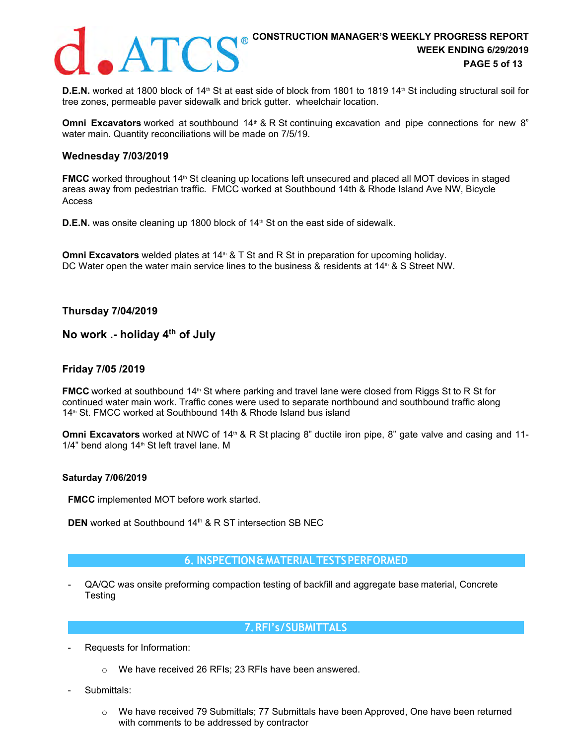**D.E.N.** worked at 1800 block of 14th St at east side of block from 1801 to 1819 14th St including structural soil for tree zones, permeable paver sidewalk and brick gutter. wheelchair location.

**Omni Excavators** worked at southbound 14th & R St continuing excavation and pipe connections for new 8" water main. Quantity reconciliations will be made on 7/5/19.

### Wednesday 7/03/2019

**FMCC** worked throughout 14th St cleaning up locations left unsecured and placed all MOT devices in staged areas away from pedestrian traffic. FMCC worked at Southbound 14th & Rhode Island Ave NW, Bicycle Access

**D.E.N.** was onsite cleaning up 1800 block of 14th St on the east side of sidewalk.

**Omni Excavators** welded plates at 14th & T St and R St in preparation for upcoming holiday.
DC Water open the water main service lines to the business & residents at 14th & S Street NW.

### Thursday 7/04/2019

### No work .- holiday 4th of July

### Friday 7/05 /2019

**FMCC** worked at southbound 14th St where parking and travel lane were closed from Riggs St to R St for continued water main work. Traffic cones were used to separate northbound and southbound traffic along 14th St. FMCC worked at Southbound 14th & Rhode Island bus island

**Omni Excavators** worked at NWC of 14th & R St placing 8" ductile iron pipe, 8" gate valve and casing and 11-1/4" bend along 14th St left travel lane. M

**Saturday 7/06/2019**

**FMCC** implemented MOT before work started.

**DEN** worked at Southbound 14th & R ST intersection SB NEC

## 6. INSPECTION & MATERIAL TESTS PERFORMED

- QA/QC was onsite preforming compaction testing of backfill and aggregate base material, Concrete Testing

## 7. RFI's/SUBMITTALS

- Requests for Information:
  - We have received 26 RFIs; 23 RFIs have been answered.
- Submittals:
  - We have received 79 Submittals; 77 Submittals have been Approved, One have been returned with comments to be addressed by contractor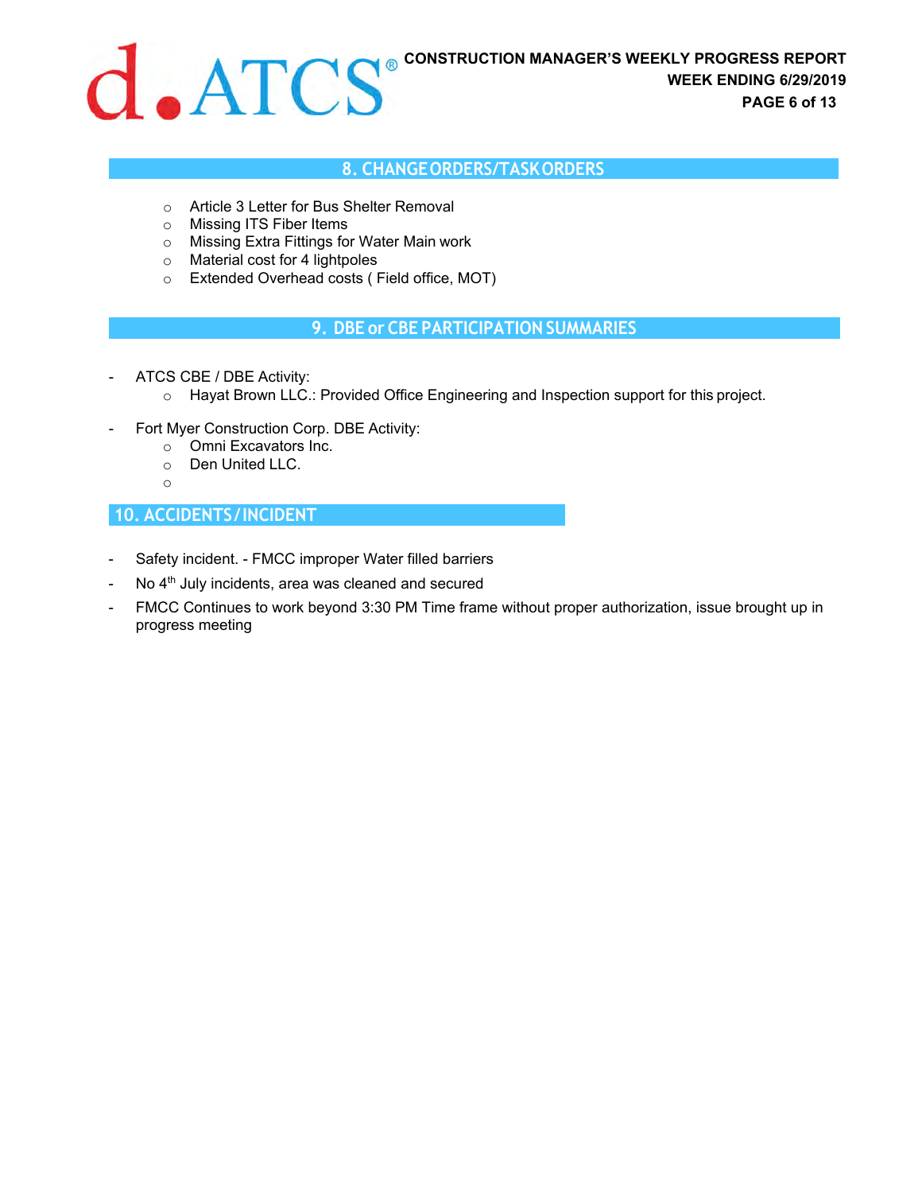## 8. CHANGE ORDERS/TASK ORDERS

- Article 3 Letter for Bus Shelter Removal
- Missing ITS Fiber Items
- Missing Extra Fittings for Water Main work
- Material cost for 4 lightpoles
- Extended Overhead costs ( Field office, MOT)

## 9. DBE or CBE PARTICIPATION SUMMARIES

- ATCS CBE / DBE Activity:
  - Hayat Brown LLC.: Provided Office Engineering and Inspection support for this project.

- Fort Myer Construction Corp. DBE Activity:
  - Omni Excavators Inc.
  - Den United LLC.
  -

## 10. ACCIDENTS / INCIDENT

- Safety incident. - FMCC improper Water filled barriers
- No 4th July incidents, area was cleaned and secured
- FMCC Continues to work beyond 3:30 PM Time frame without proper authorization, issue brought up in progress meeting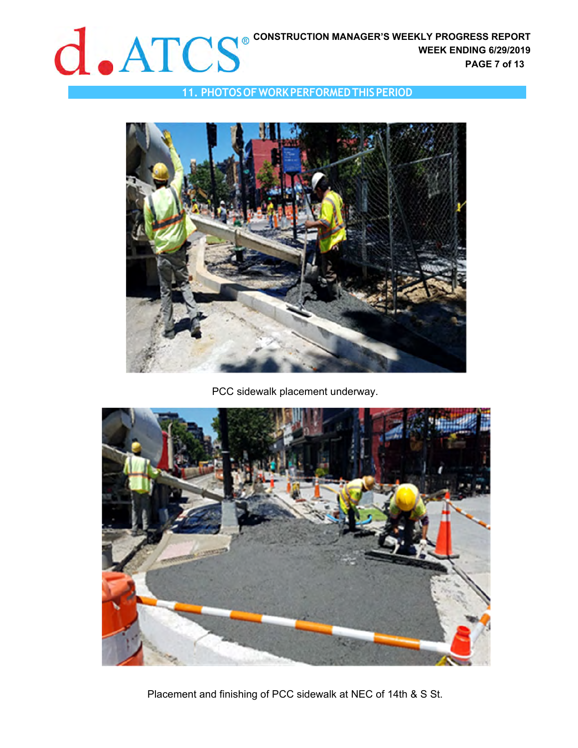## 11. PHOTOS OF WORK PERFORMED THIS PERIOD

PCC sidewalk placement underway.

Placement and finishing of PCC sidewalk at NEC of 14th & S St.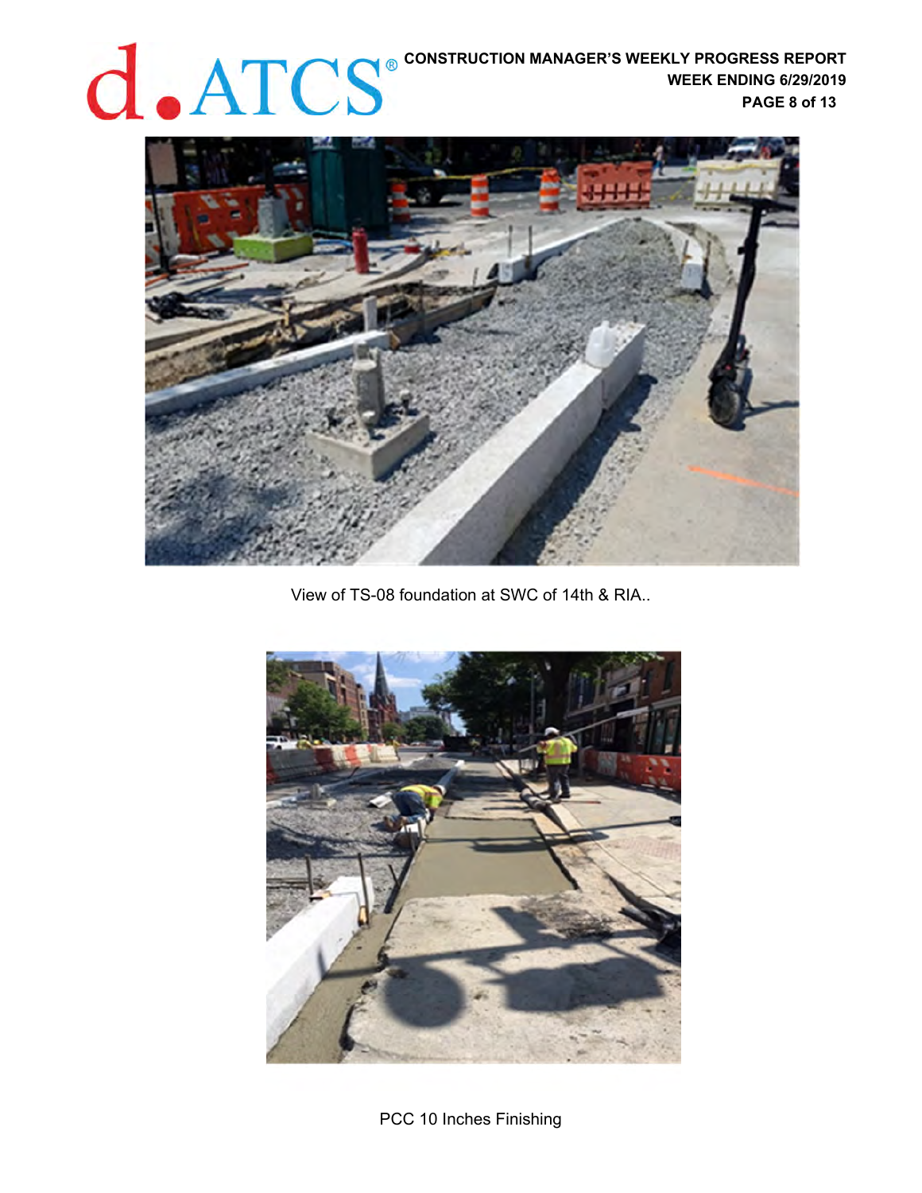View of TS-08 foundation at SWC of 14th & RIA..

PCC 10 Inches Finishing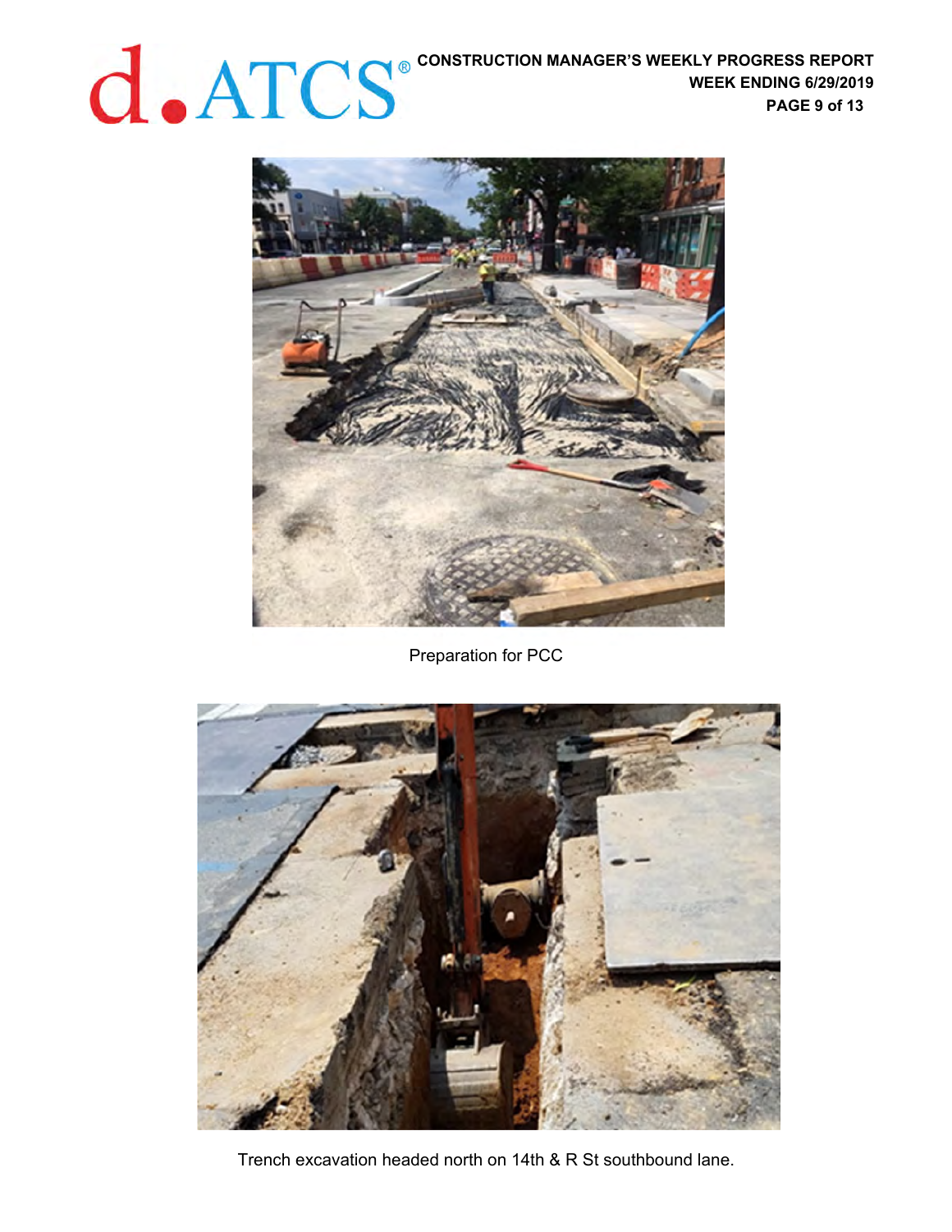Preparation for PCC

Trench excavation headed north on 14th & R St southbound lane.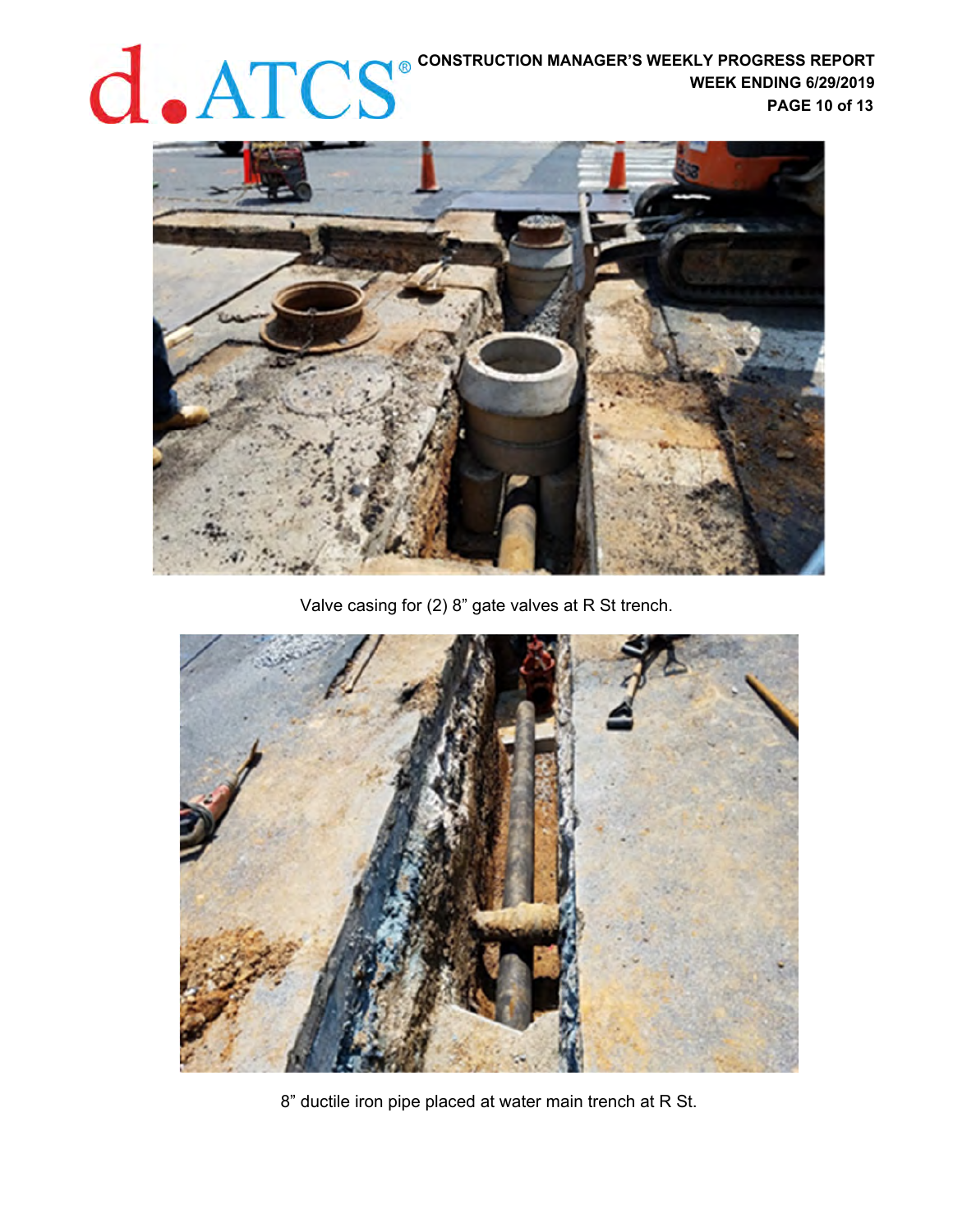Valve casing for (2) 8" gate valves at R St trench.

8" ductile iron pipe placed at water main trench at R St.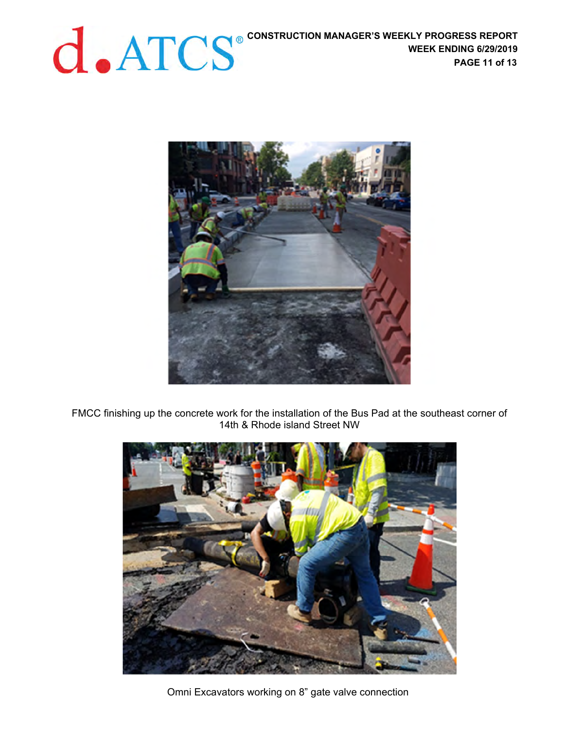FMCC finishing up the concrete work for the installation of the Bus Pad at the southeast corner of 14th & Rhode island Street NW

Omni Excavators working on 8” gate valve connection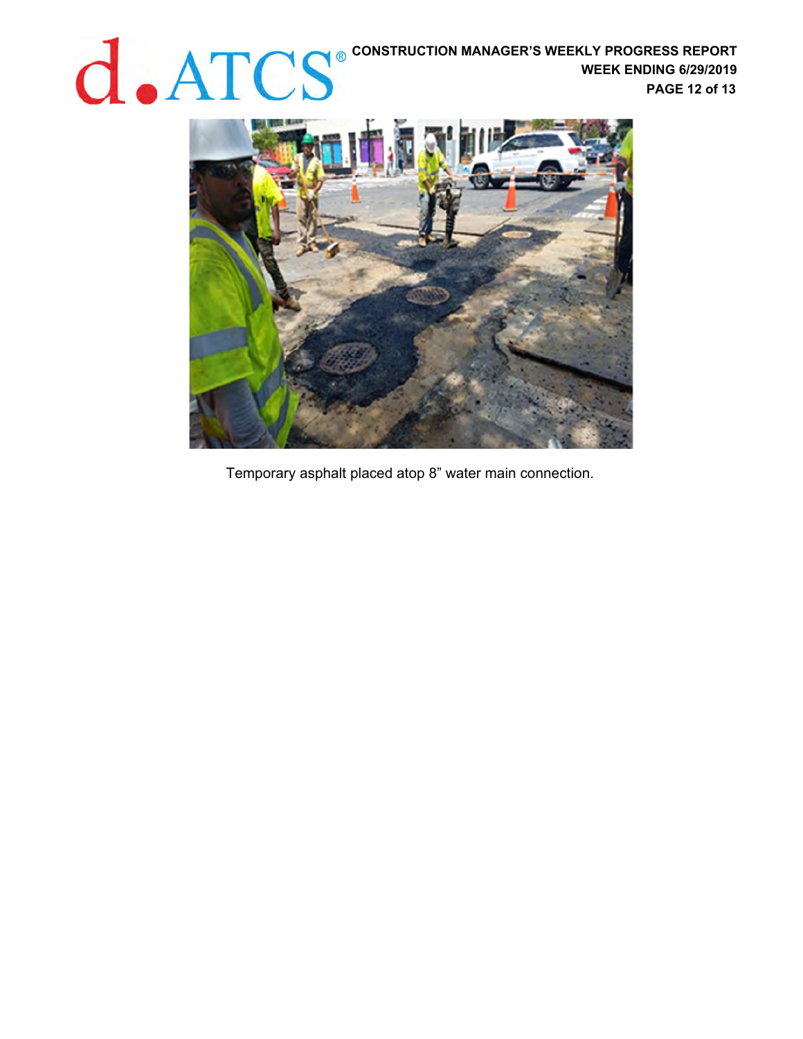Temporary asphalt placed atop 8” water main connection.